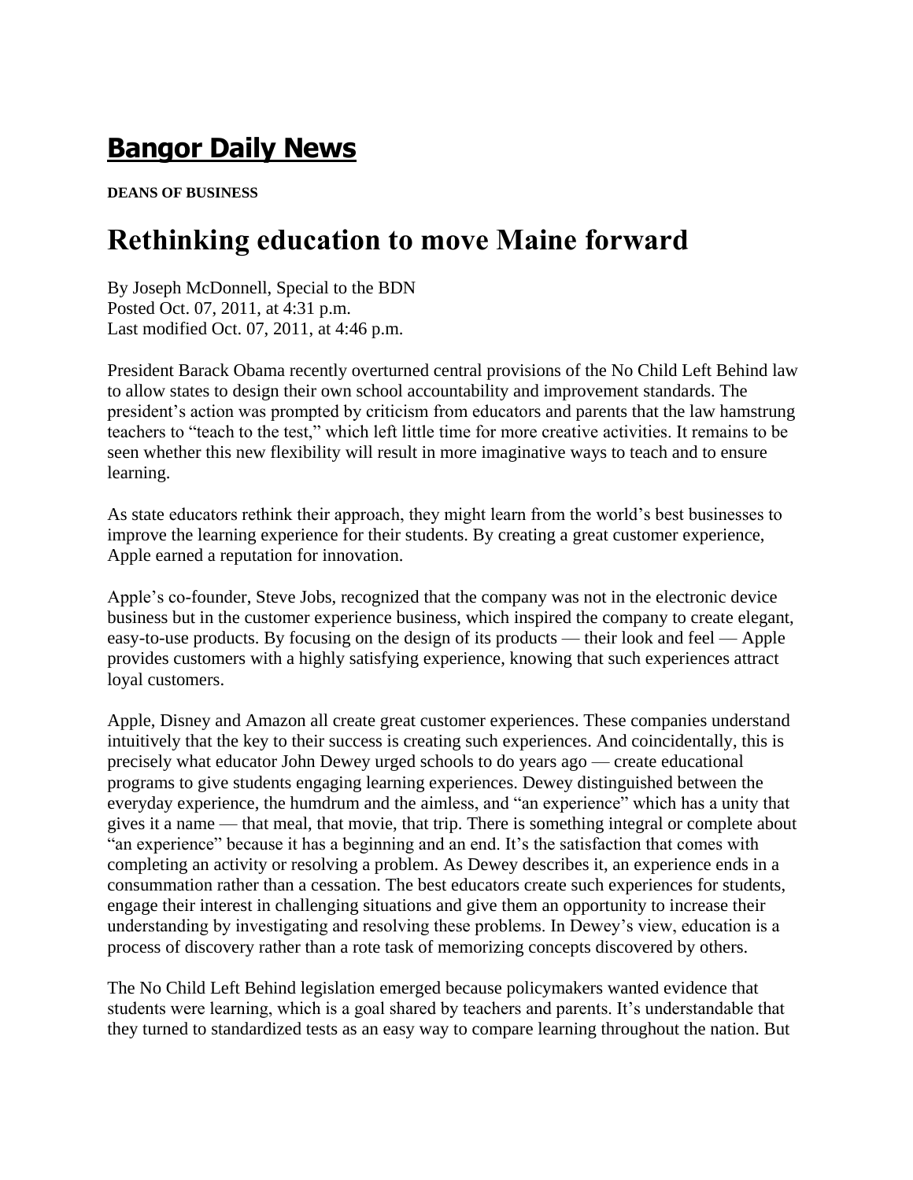# Bangor Daily News

**DEANS OF BUSINESS**

## Rethinking education to move Maine forward

By Joseph McDonnell, Special to the BDN
Posted Oct. 07, 2011, at 4:31 p.m.
Last modified Oct. 07, 2011, at 4:46 p.m.

President Barack Obama recently overturned central provisions of the No Child Left Behind law to allow states to design their own school accountability and improvement standards. The president's action was prompted by criticism from educators and parents that the law hamstrung teachers to "teach to the test," which left little time for more creative activities. It remains to be seen whether this new flexibility will result in more imaginative ways to teach and to ensure learning.

As state educators rethink their approach, they might learn from the world's best businesses to improve the learning experience for their students. By creating a great customer experience, Apple earned a reputation for innovation.

Apple's co-founder, Steve Jobs, recognized that the company was not in the electronic device business but in the customer experience business, which inspired the company to create elegant, easy-to-use products. By focusing on the design of its products — their look and feel — Apple provides customers with a highly satisfying experience, knowing that such experiences attract loyal customers.

Apple, Disney and Amazon all create great customer experiences. These companies understand intuitively that the key to their success is creating such experiences. And coincidentally, this is precisely what educator John Dewey urged schools to do years ago — create educational programs to give students engaging learning experiences. Dewey distinguished between the everyday experience, the humdrum and the aimless, and "an experience" which has a unity that gives it a name — that meal, that movie, that trip. There is something integral or complete about "an experience" because it has a beginning and an end. It's the satisfaction that comes with completing an activity or resolving a problem. As Dewey describes it, an experience ends in a consummation rather than a cessation. The best educators create such experiences for students, engage their interest in challenging situations and give them an opportunity to increase their understanding by investigating and resolving these problems. In Dewey's view, education is a process of discovery rather than a rote task of memorizing concepts discovered by others.

The No Child Left Behind legislation emerged because policymakers wanted evidence that students were learning, which is a goal shared by teachers and parents. It's understandable that they turned to standardized tests as an easy way to compare learning throughout the nation. But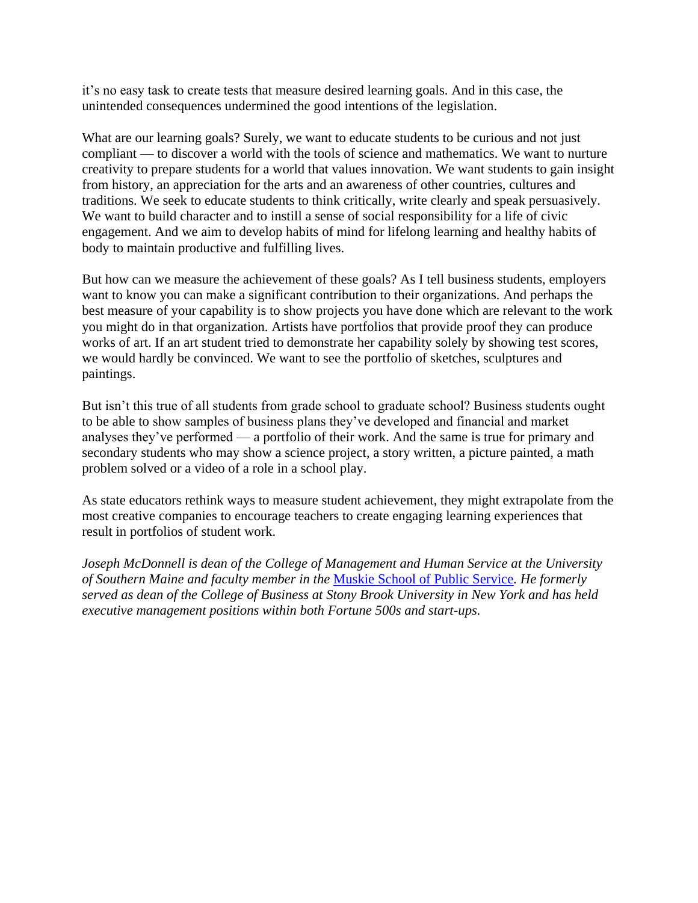it’s no easy task to create tests that measure desired learning goals. And in this case, the unintended consequences undermined the good intentions of the legislation.

What are our learning goals? Surely, we want to educate students to be curious and not just compliant — to discover a world with the tools of science and mathematics. We want to nurture creativity to prepare students for a world that values innovation. We want students to gain insight from history, an appreciation for the arts and an awareness of other countries, cultures and traditions. We seek to educate students to think critically, write clearly and speak persuasively. We want to build character and to instill a sense of social responsibility for a life of civic engagement. And we aim to develop habits of mind for lifelong learning and healthy habits of body to maintain productive and fulfilling lives.

But how can we measure the achievement of these goals? As I tell business students, employers want to know you can make a significant contribution to their organizations. And perhaps the best measure of your capability is to show projects you have done which are relevant to the work you might do in that organization. Artists have portfolios that provide proof they can produce works of art. If an art student tried to demonstrate her capability solely by showing test scores, we would hardly be convinced. We want to see the portfolio of sketches, sculptures and paintings.

But isn’t this true of all students from grade school to graduate school? Business students ought to be able to show samples of business plans they’ve developed and financial and market analyses they’ve performed — a portfolio of their work. And the same is true for primary and secondary students who may show a science project, a story written, a picture painted, a math problem solved or a video of a role in a school play.

As state educators rethink ways to measure student achievement, they might extrapolate from the most creative companies to encourage teachers to create engaging learning experiences that result in portfolios of student work.

*Joseph McDonnell is dean of the College of Management and Human Service at the University of Southern Maine and faculty member in the* [Muskie School of Public Service]*. He formerly served as dean of the College of Business at Stony Brook University in New York and has held executive management positions within both Fortune 500s and start-ups.*